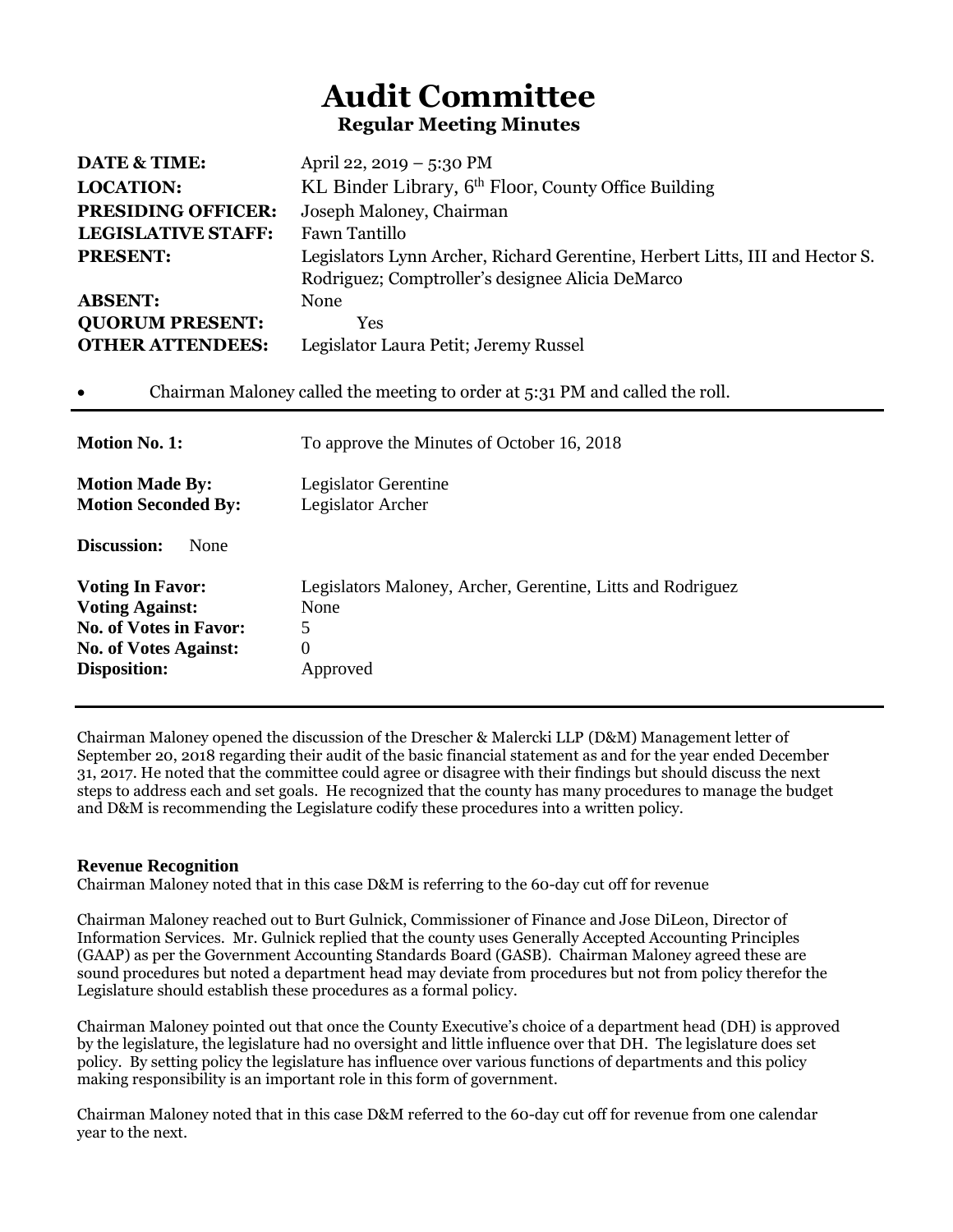# Audit Committee

## Regular Meeting Minutes

| | |
|---|---|
| **DATE & TIME:** | April 22, 2019 – 5:30 PM |
| **LOCATION:** | KL Binder Library, 6th Floor, County Office Building |
| **PRESIDING OFFICER:** | Joseph Maloney, Chairman |
| **LEGISLATIVE STAFF:** | Fawn Tantillo |
| **PRESENT:** | Legislators Lynn Archer, Richard Gerentine, Herbert Litts, III and Hector S. Rodriguez; Comptroller's designee Alicia DeMarco |
| **ABSENT:** | None |
| **QUORUM PRESENT:** | Yes |
| **OTHER ATTENDEES:** | Legislator Laura Petit; Jeremy Russel |

- Chairman Maloney called the meeting to order at 5:31 PM and called the roll.

---

| | |
|---|---|
| **Motion No. 1:** | To approve the Minutes of October 16, 2018 |
| **Motion Made By:** | Legislator Gerentine |
| **Motion Seconded By:** | Legislator Archer |
| **Discussion:** | None |
| **Voting In Favor:** | Legislators Maloney, Archer, Gerentine, Litts and Rodriguez |
| **Voting Against:** | None |
| **No. of Votes in Favor:** | 5 |
| **No. of Votes Against:** | 0 |
| **Disposition:** | Approved |

---

Chairman Maloney opened the discussion of the Drescher & Malercki LLP (D&M) Management letter of September 20, 2018 regarding their audit of the basic financial statement as and for the year ended December 31, 2017. He noted that the committee could agree or disagree with their findings but should discuss the next steps to address each and set goals. He recognized that the county has many procedures to manage the budget and D&M is recommending the Legislature codify these procedures into a written policy.

**Revenue Recognition**

Chairman Maloney noted that in this case D&M is referring to the 60-day cut off for revenue

Chairman Maloney reached out to Burt Gulnick, Commissioner of Finance and Jose DiLeon, Director of Information Services. Mr. Gulnick replied that the county uses Generally Accepted Accounting Principles (GAAP) as per the Government Accounting Standards Board (GASB). Chairman Maloney agreed these are sound procedures but noted a department head may deviate from procedures but not from policy therefor the Legislature should establish these procedures as a formal policy.

Chairman Maloney pointed out that once the County Executive's choice of a department head (DH) is approved by the legislature, the legislature had no oversight and little influence over that DH. The legislature does set policy. By setting policy the legislature has influence over various functions of departments and this policy making responsibility is an important role in this form of government.

Chairman Maloney noted that in this case D&M referred to the 60-day cut off for revenue from one calendar year to the next.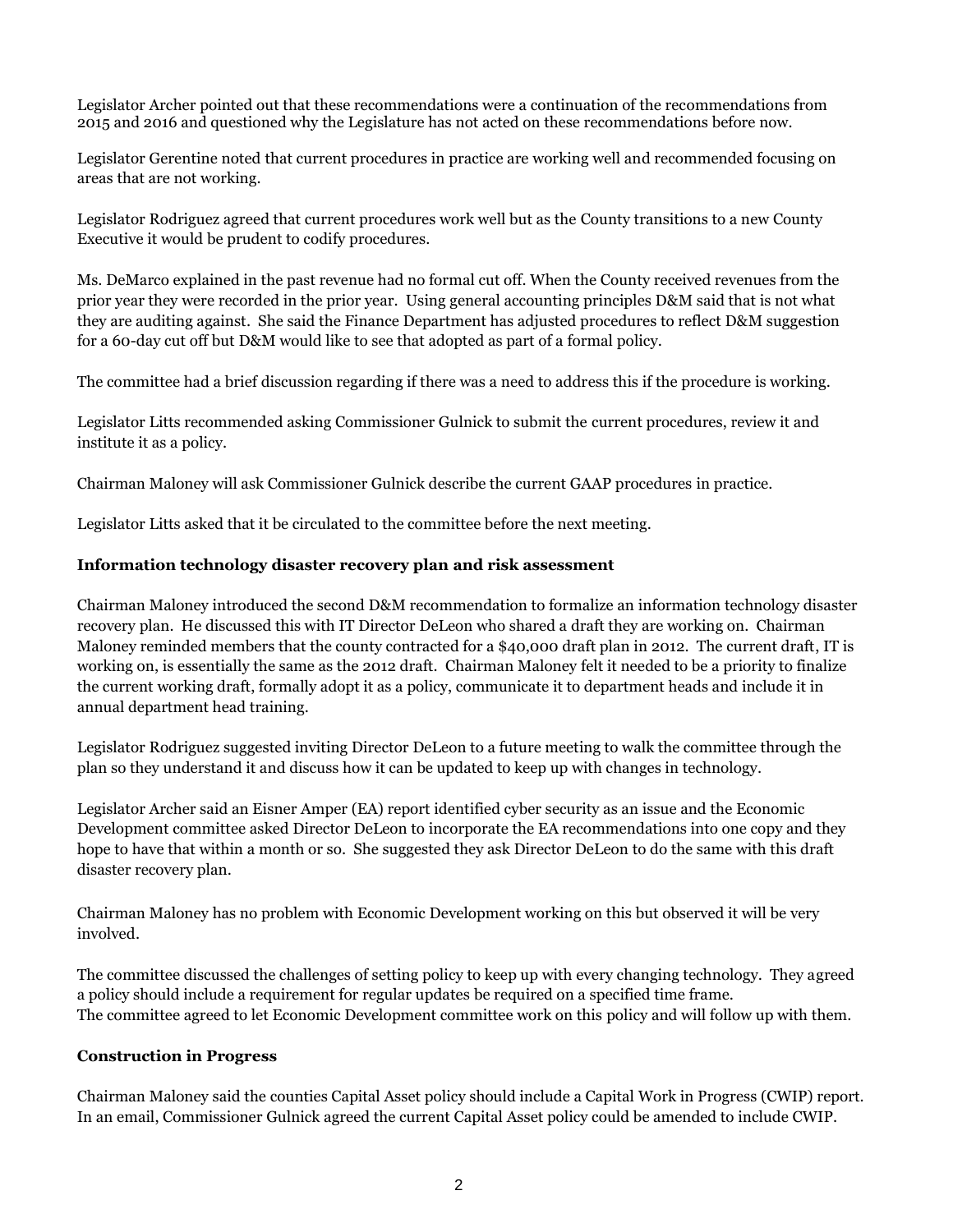Legislator Archer pointed out that these recommendations were a continuation of the recommendations from 2015 and 2016 and questioned why the Legislature has not acted on these recommendations before now.

Legislator Gerentine noted that current procedures in practice are working well and recommended focusing on areas that are not working.

Legislator Rodriguez agreed that current procedures work well but as the County transitions to a new County Executive it would be prudent to codify procedures.

Ms. DeMarco explained in the past revenue had no formal cut off. When the County received revenues from the prior year they were recorded in the prior year. Using general accounting principles D&M said that is not what they are auditing against. She said the Finance Department has adjusted procedures to reflect D&M suggestion for a 60-day cut off but D&M would like to see that adopted as part of a formal policy.

The committee had a brief discussion regarding if there was a need to address this if the procedure is working.

Legislator Litts recommended asking Commissioner Gulnick to submit the current procedures, review it and institute it as a policy.

Chairman Maloney will ask Commissioner Gulnick describe the current GAAP procedures in practice.

Legislator Litts asked that it be circulated to the committee before the next meeting.

**Information technology disaster recovery plan and risk assessment**

Chairman Maloney introduced the second D&M recommendation to formalize an information technology disaster recovery plan. He discussed this with IT Director DeLeon who shared a draft they are working on. Chairman Maloney reminded members that the county contracted for a $40,000 draft plan in 2012. The current draft, IT is working on, is essentially the same as the 2012 draft. Chairman Maloney felt it needed to be a priority to finalize the current working draft, formally adopt it as a policy, communicate it to department heads and include it in annual department head training.

Legislator Rodriguez suggested inviting Director DeLeon to a future meeting to walk the committee through the plan so they understand it and discuss how it can be updated to keep up with changes in technology.

Legislator Archer said an Eisner Amper (EA) report identified cyber security as an issue and the Economic Development committee asked Director DeLeon to incorporate the EA recommendations into one copy and they hope to have that within a month or so. She suggested they ask Director DeLeon to do the same with this draft disaster recovery plan.

Chairman Maloney has no problem with Economic Development working on this but observed it will be very involved.

The committee discussed the challenges of setting policy to keep up with every changing technology. They agreed a policy should include a requirement for regular updates be required on a specified time frame.
The committee agreed to let Economic Development committee work on this policy and will follow up with them.

**Construction in Progress**

Chairman Maloney said the counties Capital Asset policy should include a Capital Work in Progress (CWIP) report. In an email, Commissioner Gulnick agreed the current Capital Asset policy could be amended to include CWIP.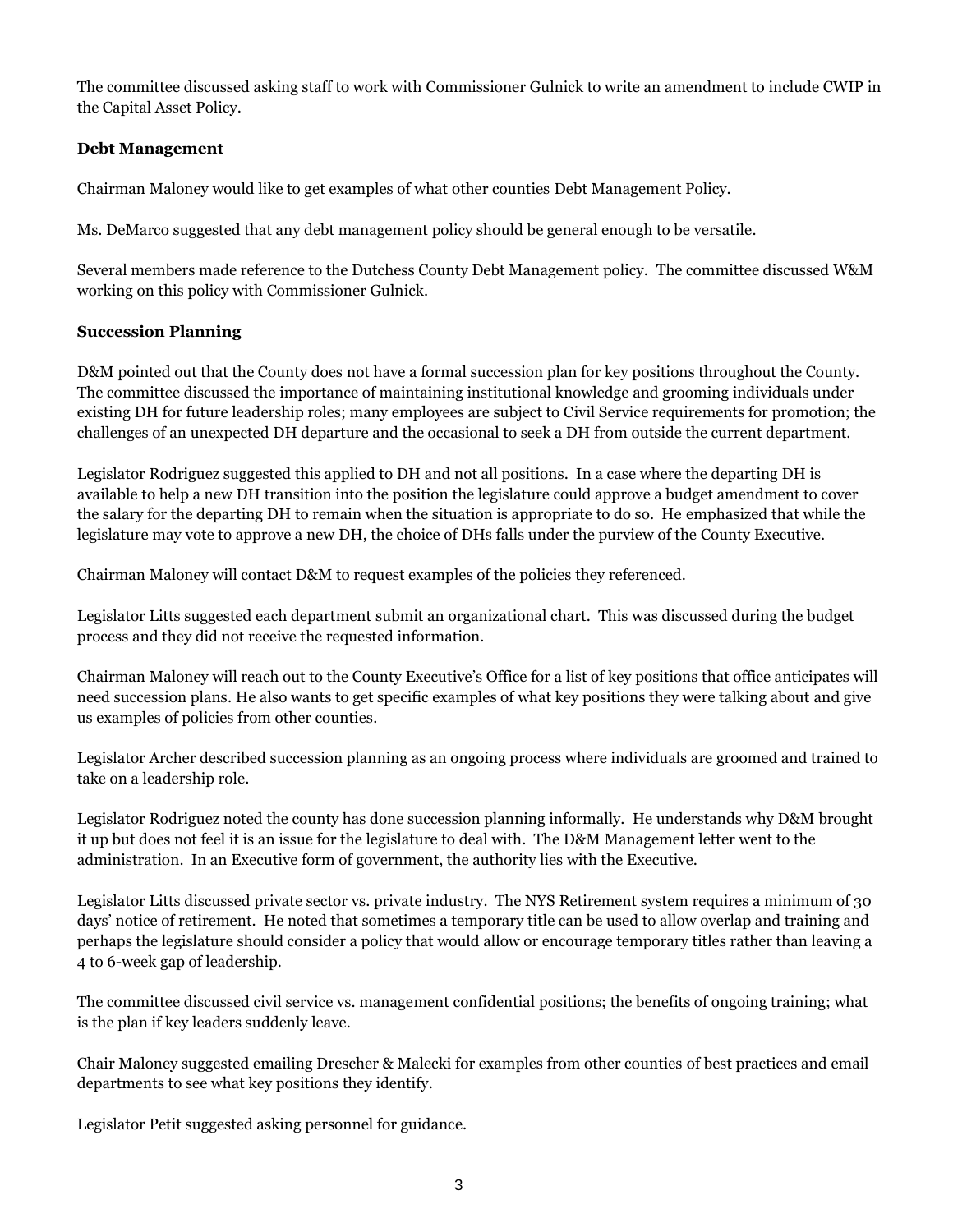The committee discussed asking staff to work with Commissioner Gulnick to write an amendment to include CWIP in the Capital Asset Policy.

**Debt Management**

Chairman Maloney would like to get examples of what other counties Debt Management Policy.

Ms. DeMarco suggested that any debt management policy should be general enough to be versatile.

Several members made reference to the Dutchess County Debt Management policy. The committee discussed W&M working on this policy with Commissioner Gulnick.

**Succession Planning**

D&M pointed out that the County does not have a formal succession plan for key positions throughout the County. The committee discussed the importance of maintaining institutional knowledge and grooming individuals under existing DH for future leadership roles; many employees are subject to Civil Service requirements for promotion; the challenges of an unexpected DH departure and the occasional to seek a DH from outside the current department.

Legislator Rodriguez suggested this applied to DH and not all positions. In a case where the departing DH is available to help a new DH transition into the position the legislature could approve a budget amendment to cover the salary for the departing DH to remain when the situation is appropriate to do so. He emphasized that while the legislature may vote to approve a new DH, the choice of DHs falls under the purview of the County Executive.

Chairman Maloney will contact D&M to request examples of the policies they referenced.

Legislator Litts suggested each department submit an organizational chart. This was discussed during the budget process and they did not receive the requested information.

Chairman Maloney will reach out to the County Executive's Office for a list of key positions that office anticipates will need succession plans. He also wants to get specific examples of what key positions they were talking about and give us examples of policies from other counties.

Legislator Archer described succession planning as an ongoing process where individuals are groomed and trained to take on a leadership role.

Legislator Rodriguez noted the county has done succession planning informally. He understands why D&M brought it up but does not feel it is an issue for the legislature to deal with. The D&M Management letter went to the administration. In an Executive form of government, the authority lies with the Executive.

Legislator Litts discussed private sector vs. private industry. The NYS Retirement system requires a minimum of 30 days' notice of retirement. He noted that sometimes a temporary title can be used to allow overlap and training and perhaps the legislature should consider a policy that would allow or encourage temporary titles rather than leaving a 4 to 6-week gap of leadership.

The committee discussed civil service vs. management confidential positions; the benefits of ongoing training; what is the plan if key leaders suddenly leave.

Chair Maloney suggested emailing Drescher & Malecki for examples from other counties of best practices and email departments to see what key positions they identify.

Legislator Petit suggested asking personnel for guidance.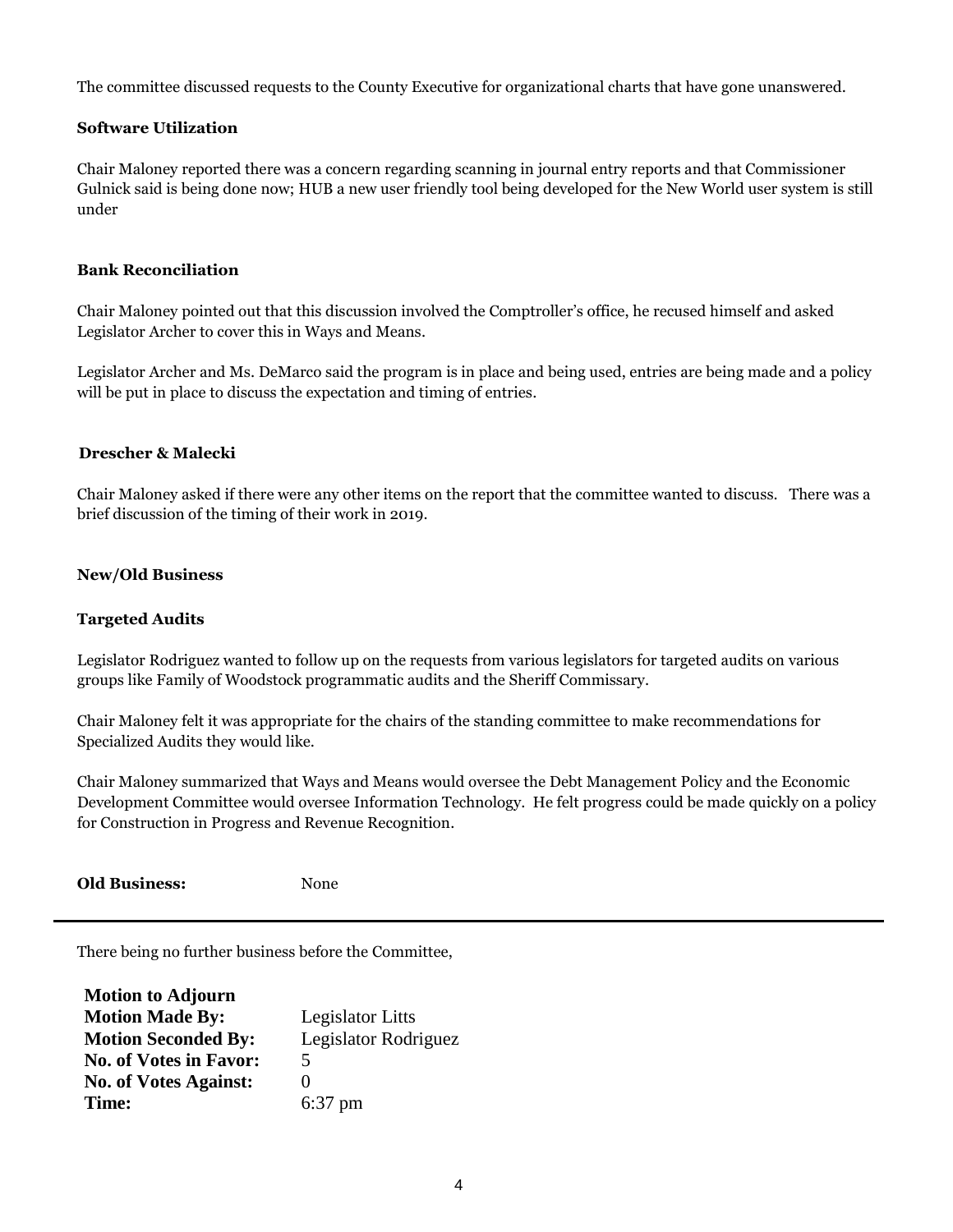The committee discussed requests to the County Executive for organizational charts that have gone unanswered.

**Software Utilization**

Chair Maloney reported there was a concern regarding scanning in journal entry reports and that Commissioner Gulnick said is being done now; HUB a new user friendly tool being developed for the New World user system is still under

**Bank Reconciliation**

Chair Maloney pointed out that this discussion involved the Comptroller's office, he recused himself and asked Legislator Archer to cover this in Ways and Means.

Legislator Archer and Ms. DeMarco said the program is in place and being used, entries are being made and a policy will be put in place to discuss the expectation and timing of entries.

**Drescher & Malecki**

Chair Maloney asked if there were any other items on the report that the committee wanted to discuss. There was a brief discussion of the timing of their work in 2019.

**New/Old Business**

**Targeted Audits**

Legislator Rodriguez wanted to follow up on the requests from various legislators for targeted audits on various groups like Family of Woodstock programmatic audits and the Sheriff Commissary.

Chair Maloney felt it was appropriate for the chairs of the standing committee to make recommendations for Specialized Audits they would like.

Chair Maloney summarized that Ways and Means would oversee the Debt Management Policy and the Economic Development Committee would oversee Information Technology. He felt progress could be made quickly on a policy for Construction in Progress and Revenue Recognition.

**Old Business:** None

---

There being no further business before the Committee,

**Motion to Adjourn**
**Motion Made By:** Legislator Litts
**Motion Seconded By:** Legislator Rodriguez
**No. of Votes in Favor:** 5
**No. of Votes Against:** 0
**Time:** 6:37 pm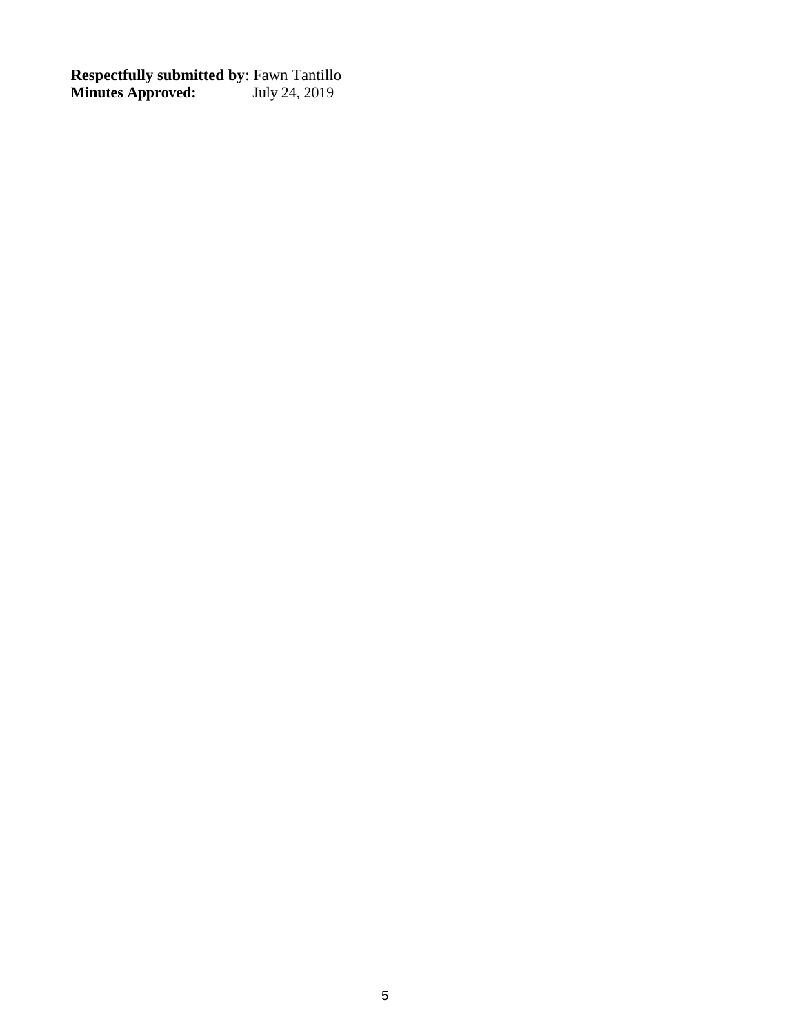**Respectfully submitted by**: Fawn Tantillo
**Minutes Approved:** July 24, 2019